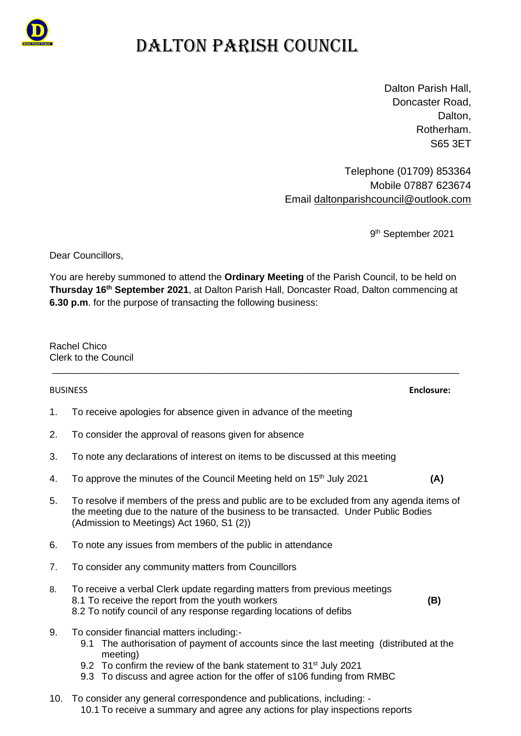# DALTON PARISH COUNCIL

Dalton Parish Hall,
Doncaster Road,
Dalton,
Rotherham.
S65 3ET

Telephone (01709) 853364
Mobile 07887 623674
Email daltonparishcouncil@outlook.com

9th September 2021

Dear Councillors,

You are hereby summoned to attend the **Ordinary Meeting** of the Parish Council, to be held on **Thursday 16th September 2021**, at Dalton Parish Hall, Doncaster Road, Dalton commencing at **6.30 p.m**. for the purpose of transacting the following business:

Rachel Chico
Clerk to the Council

---

BUSINESS **Enclosure:**

1. To receive apologies for absence given in advance of the meeting
2. To consider the approval of reasons given for absence
3. To note any declarations of interest on items to be discussed at this meeting
4. To approve the minutes of the Council Meeting held on 15th July 2021 **(A)**
5. To resolve if members of the press and public are to be excluded from any agenda items of the meeting due to the nature of the business to be transacted. Under Public Bodies (Admission to Meetings) Act 1960, S1 (2))
6. To note any issues from members of the public in attendance
7. To consider any community matters from Councillors
8. To receive a verbal Clerk update regarding matters from previous meetings
   8.1 To receive the report from the youth workers **(B)**
   8.2 To notify council of any response regarding locations of defibs
9. To consider financial matters including:-
   9.1 The authorisation of payment of accounts since the last meeting (distributed at the meeting)
   9.2 To confirm the review of the bank statement to 31st July 2021
   9.3 To discuss and agree action for the offer of s106 funding from RMBC
10. To consider any general correspondence and publications, including: -
    10.1 To receive a summary and agree any actions for play inspections reports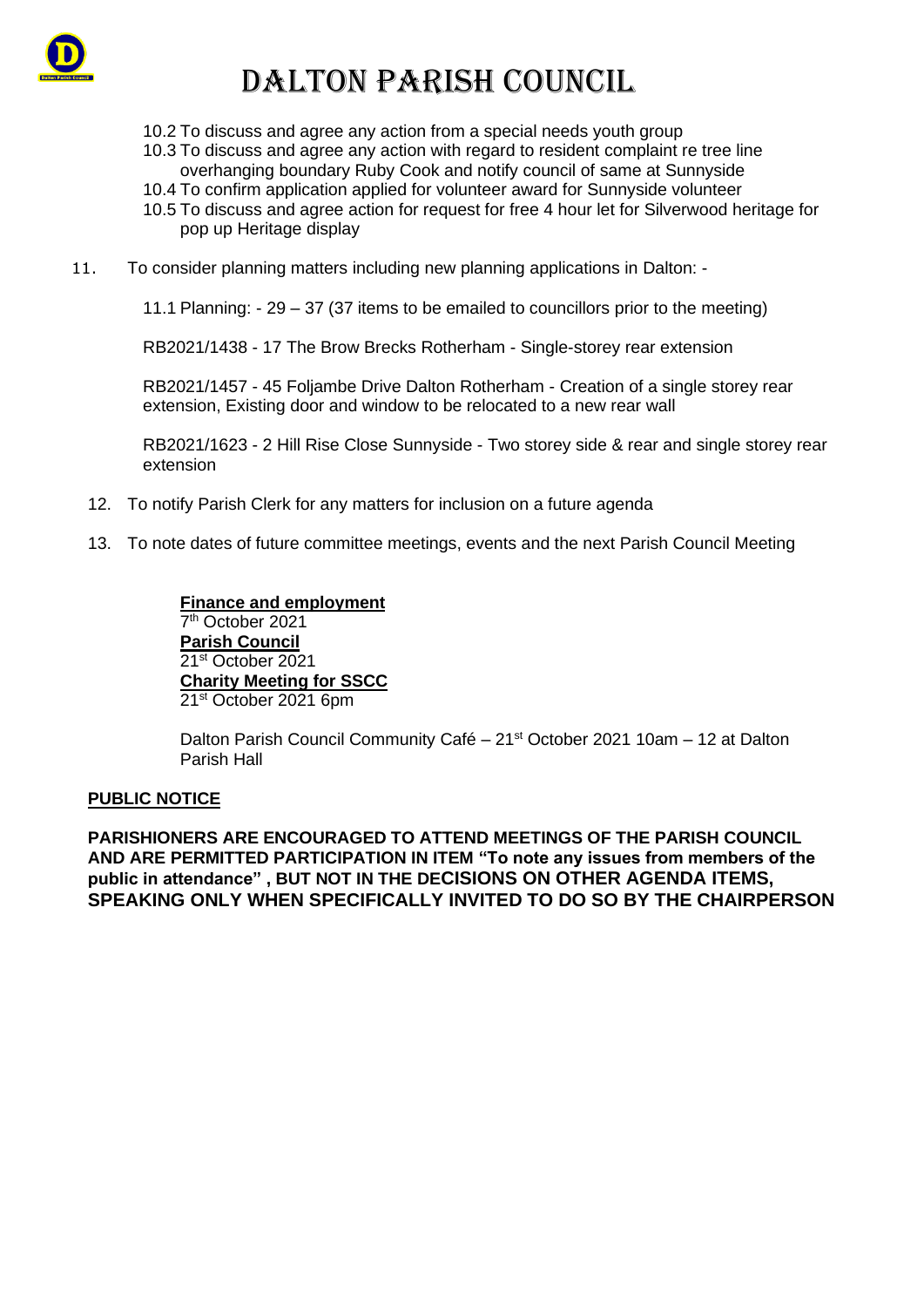# Dalton Parish Council

10.2 To discuss and agree any action from a special needs youth group

10.3 To discuss and agree any action with regard to resident complaint re tree line overhanging boundary Ruby Cook and notify council of same at Sunnyside

10.4 To confirm application applied for volunteer award for Sunnyside volunteer

10.5 To discuss and agree action for request for free 4 hour let for Silverwood heritage for pop up Heritage display

11. To consider planning matters including new planning applications in Dalton: -

    11.1 Planning: - 29 – 37 (37 items to be emailed to councillors prior to the meeting)

    RB2021/1438 - 17 The Brow Brecks Rotherham - Single-storey rear extension

    RB2021/1457 - 45 Foljambe Drive Dalton Rotherham - Creation of a single storey rear extension, Existing door and window to be relocated to a new rear wall

    RB2021/1623 - 2 Hill Rise Close Sunnyside - Two storey side & rear and single storey rear extension

12. To notify Parish Clerk for any matters for inclusion on a future agenda

13. To note dates of future committee meetings, events and the next Parish Council Meeting

**Finance and employment**
7th October 2021
**Parish Council**
21st October 2021
**Charity Meeting for SSCC**
21st October 2021 6pm

Dalton Parish Council Community Café – 21st October 2021 10am – 12 at Dalton Parish Hall

**PUBLIC NOTICE**

**PARISHIONERS ARE ENCOURAGED TO ATTEND MEETINGS OF THE PARISH COUNCIL AND ARE PERMITTED PARTICIPATION IN ITEM "To note any issues from members of the public in attendance" , BUT NOT IN THE DECISIONS ON OTHER AGENDA ITEMS, SPEAKING ONLY WHEN SPECIFICALLY INVITED TO DO SO BY THE CHAIRPERSON**